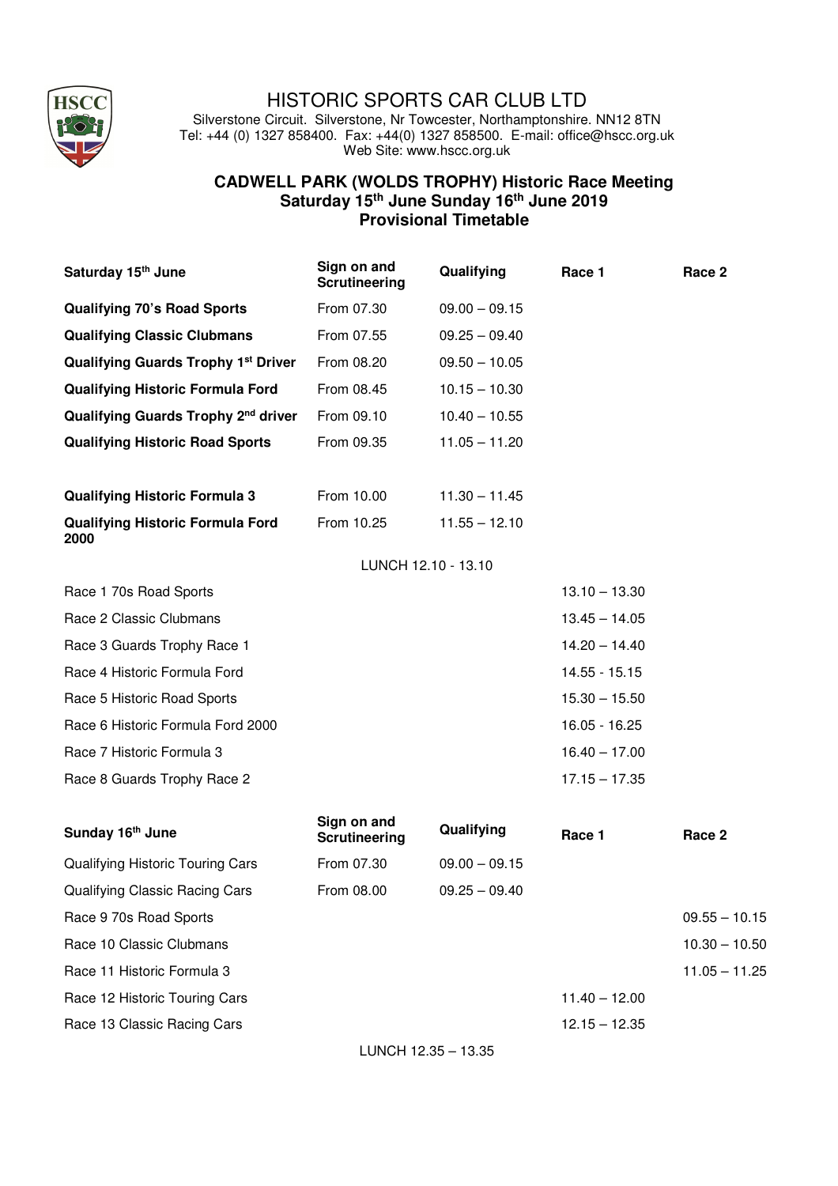# HISTORIC SPORTS CAR CLUB LTD

Silverstone Circuit. Silverstone, Nr Towcester, Northamptonshire. NN12 8TN
Tel: +44 (0) 1327 858400. Fax: +44(0) 1327 858500. E-mail: office@hscc.org.uk
Web Site: www.hscc.org.uk

## CADWELL PARK (WOLDS TROPHY) Historic Race Meeting
## Saturday 15th June Sunday 16th June 2019
## Provisional Timetable

| **Saturday 15th June** | **Sign on and Scrutineering** | **Qualifying** | **Race 1** | **Race 2** |
|---|---|---|---|---|
| **Qualifying 70's Road Sports** | From 07.30 | 09.00 – 09.15 | | |
| **Qualifying Classic Clubmans** | From 07.55 | 09.25 – 09.40 | | |
| **Qualifying Guards Trophy 1st Driver** | From 08.20 | 09.50 – 10.05 | | |
| **Qualifying Historic Formula Ford** | From 08.45 | 10.15 – 10.30 | | |
| **Qualifying Guards Trophy 2nd driver** | From 09.10 | 10.40 – 10.55 | | |
| **Qualifying Historic Road Sports** | From 09.35 | 11.05 – 11.20 | | |
| **Qualifying Historic Formula 3** | From 10.00 | 11.30 – 11.45 | | |
| **Qualifying Historic Formula Ford 2000** | From 10.25 | 11.55 – 12.10 | | |
| | LUNCH 12.10 - 13.10 | | | |
| Race 1 70s Road Sports | | | 13.10 – 13.30 | |
| Race 2 Classic Clubmans | | | 13.45 – 14.05 | |
| Race 3 Guards Trophy Race 1 | | | 14.20 – 14.40 | |
| Race 4 Historic Formula Ford | | | 14.55 - 15.15 | |
| Race 5 Historic Road Sports | | | 15.30 – 15.50 | |
| Race 6 Historic Formula Ford 2000 | | | 16.05 - 16.25 | |
| Race 7 Historic Formula 3 | | | 16.40 – 17.00 | |
| Race 8 Guards Trophy Race 2 | | | 17.15 – 17.35 | |

| **Sunday 16th June** | **Sign on and Scrutineering** | **Qualifying** | **Race 1** | **Race 2** |
|---|---|---|---|---|
| Qualifying Historic Touring Cars | From 07.30 | 09.00 – 09.15 | | |
| Qualifying Classic Racing Cars | From 08.00 | 09.25 – 09.40 | | |
| Race 9 70s Road Sports | | | | 09.55 – 10.15 |
| Race 10 Classic Clubmans | | | | 10.30 – 10.50 |
| Race 11 Historic Formula 3 | | | | 11.05 – 11.25 |
| Race 12 Historic Touring Cars | | | 11.40 – 12.00 | |
| Race 13 Classic Racing Cars | | | 12.15 – 12.35 | |
| | LUNCH 12.35 – 13.35 | | | |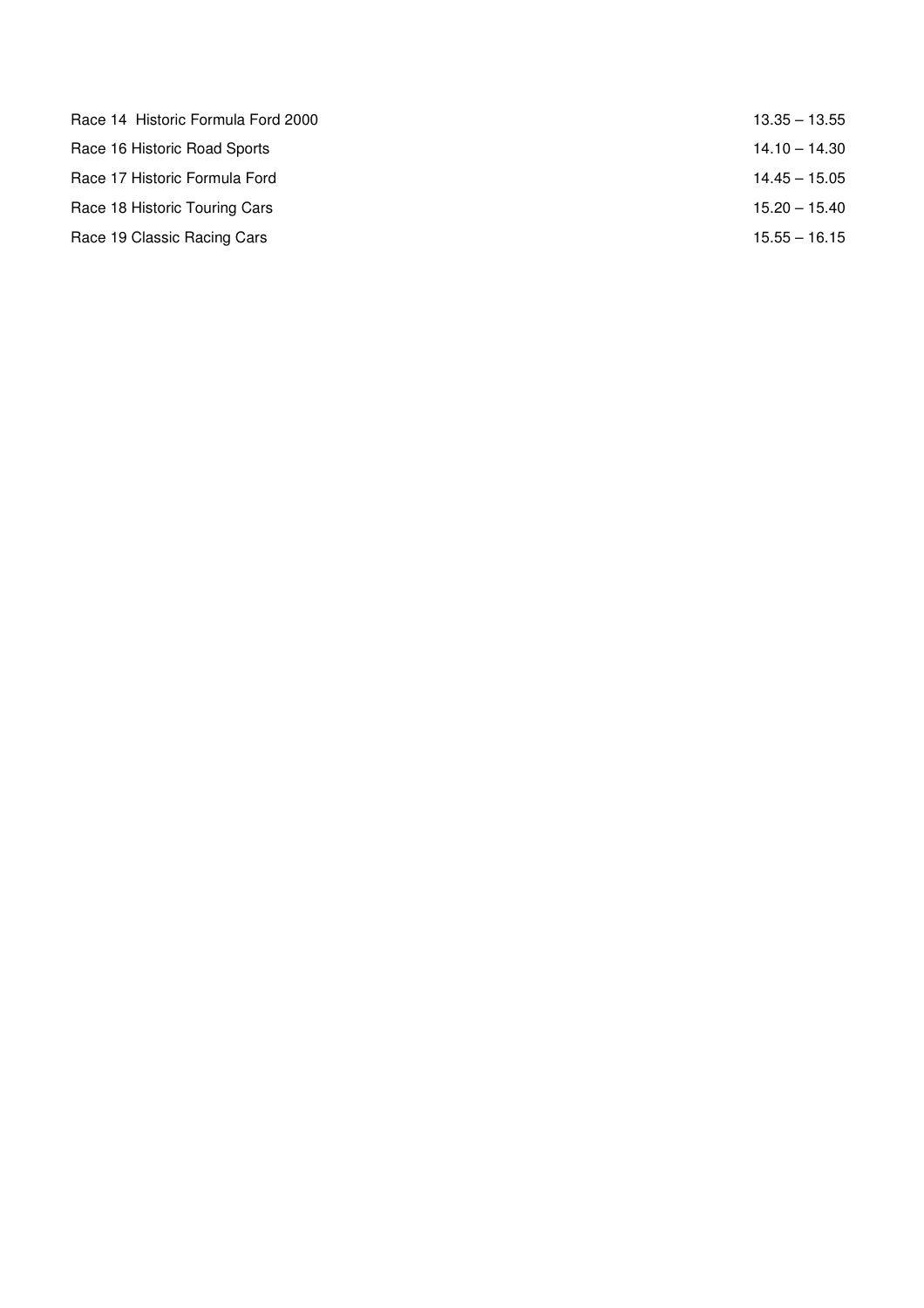| | |
|---|---|
| Race 14 Historic Formula Ford 2000 | 13.35 – 13.55 |
| Race 16 Historic Road Sports | 14.10 – 14.30 |
| Race 17 Historic Formula Ford | 14.45 – 15.05 |
| Race 18 Historic Touring Cars | 15.20 – 15.40 |
| Race 19 Classic Racing Cars | 15.55 – 16.15 |